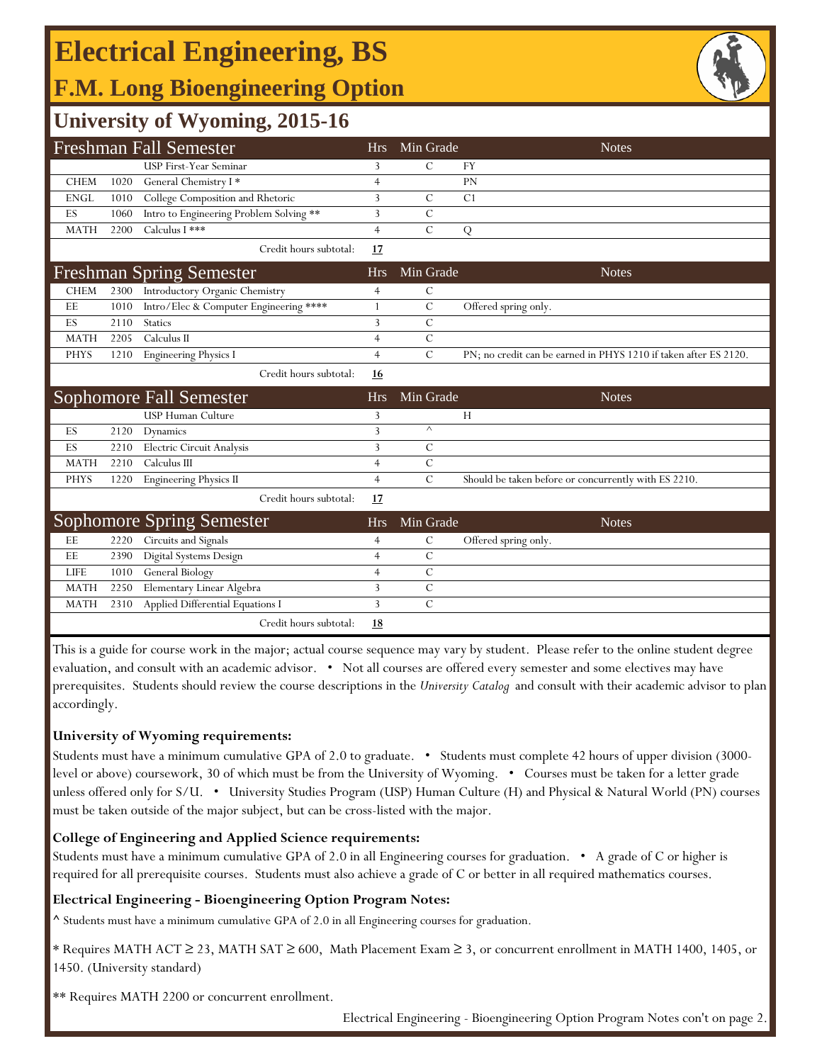# Electrical Engineering, BS

## F.M. Long Bioengineering Option

## University of Wyoming, 2015-16

| Freshman Fall Semester | | | Hrs | Min Grade | Notes |
|---|---|---|---|---|---|
| | | USP First-Year Seminar | 3 | C | FY |
| CHEM | 1020 | General Chemistry I * | 4 | | PN |
| ENGL | 1010 | College Composition and Rhetoric | 3 | C | C1 |
| ES | 1060 | Intro to Engineering Problem Solving ** | 3 | C | |
| MATH | 2200 | Calculus I *** | 4 | C | Q |
| | | Credit hours subtotal: | **17** | | |

| Freshman Spring Semester | | | Hrs | Min Grade | Notes |
|---|---|---|---|---|---|
| CHEM | 2300 | Introductory Organic Chemistry | 4 | C | |
| EE | 1010 | Intro/Elec & Computer Engineering **** | 1 | C | Offered spring only. |
| ES | 2110 | Statics | 3 | C | |
| MATH | 2205 | Calculus II | 4 | C | |
| PHYS | 1210 | Engineering Physics I | 4 | C | PN; no credit can be earned in PHYS 1210 if taken after ES 2120. |
| | | Credit hours subtotal: | **16** | | |

| Sophomore Fall Semester | | | Hrs | Min Grade | Notes |
|---|---|---|---|---|---|
| | | USP Human Culture | 3 | | H |
| ES | 2120 | Dynamics | 3 | ^ | |
| ES | 2210 | Electric Circuit Analysis | 3 | C | |
| MATH | 2210 | Calculus III | 4 | C | |
| PHYS | 1220 | Engineering Physics II | 4 | C | Should be taken before or concurrently with ES 2210. |
| | | Credit hours subtotal: | **17** | | |

| Sophomore Spring Semester | | | Hrs | Min Grade | Notes |
|---|---|---|---|---|---|
| EE | 2220 | Circuits and Signals | 4 | C | Offered spring only. |
| EE | 2390 | Digital Systems Design | 4 | C | |
| LIFE | 1010 | General Biology | 4 | C | |
| MATH | 2250 | Elementary Linear Algebra | 3 | C | |
| MATH | 2310 | Applied Differential Equations I | 3 | C | |
| | | Credit hours subtotal: | **18** | | |

This is a guide for course work in the major; actual course sequence may vary by student. Please refer to the online student degree evaluation, and consult with an academic advisor. • Not all courses are offered every semester and some electives may have prerequisites. Students should review the course descriptions in the *University Catalog* and consult with their academic advisor to plan accordingly.

**University of Wyoming requirements:**

Students must have a minimum cumulative GPA of 2.0 to graduate. • Students must complete 42 hours of upper division (3000-level or above) coursework, 30 of which must be from the University of Wyoming. • Courses must be taken for a letter grade unless offered only for S/U. • University Studies Program (USP) Human Culture (H) and Physical & Natural World (PN) courses must be taken outside of the major subject, but can be cross-listed with the major.

**College of Engineering and Applied Science requirements:**

Students must have a minimum cumulative GPA of 2.0 in all Engineering courses for graduation. • A grade of C or higher is required for all prerequisite courses. Students must also achieve a grade of C or better in all required mathematics courses.

**Electrical Engineering - Bioengineering Option Program Notes:**

^ Students must have a minimum cumulative GPA of 2.0 in all Engineering courses for graduation.

* Requires MATH ACT ≥ 23, MATH SAT ≥ 600, Math Placement Exam ≥ 3, or concurrent enrollment in MATH 1400, 1405, or 1450. (University standard)

** Requires MATH 2200 or concurrent enrollment.

Electrical Engineering - Bioengineering Option Program Notes con't on page 2.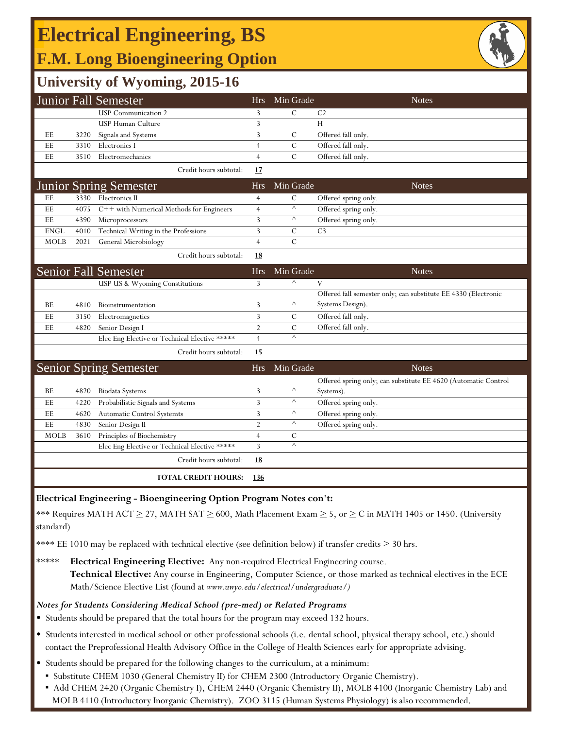# Electrical Engineering, BS

## F.M. Long Bioengineering Option

## University of Wyoming, 2015-16

| Junior Fall Semester | | | Hrs | Min Grade | Notes |
|---|---|---|---|---|---|
| | | USP Communication 2 | 3 | C | C2 |
| | | USP Human Culture | 3 | | H |
| EE | 3220 | Signals and Systems | 3 | C | Offered fall only. |
| EE | 3310 | Electronics I | 4 | C | Offered fall only. |
| EE | 3510 | Electromechanics | 4 | C | Offered fall only. |
| | | Credit hours subtotal: | **17** | | |

| Junior Spring Semester | | | Hrs | Min Grade | Notes |
|---|---|---|---|---|---|
| EE | 3330 | Electronics II | 4 | C | Offered spring only. |
| EE | 4075 | C++ with Numerical Methods for Engineers | 4 | ^ | Offered spring only. |
| EE | 4390 | Microprocessors | 3 | ^ | Offered spring only. |
| ENGL | 4010 | Technical Writing in the Professions | 3 | C | C3 |
| MOLB | 2021 | General Microbiology | 4 | C | |
| | | Credit hours subtotal: | **18** | | |

| Senior Fall Semester | | | Hrs | Min Grade | Notes |
|---|---|---|---|---|---|
| | | USP US & Wyoming Constitutions | 3 | ^ | V |
| BE | 4810 | Bioinstrumentation | 3 | ^ | Offered fall semester only; can substitute EE 4330 (Electronic Systems Design). |
| EE | 3150 | Electromagnetics | 3 | C | Offered fall only. |
| EE | 4820 | Senior Design I | 2 | C | Offered fall only. |
| | | Elec Eng Elective or Technical Elective ***** | 4 | ^ | |
| | | Credit hours subtotal: | **15** | | |

| Senior Spring Semester | | | Hrs | Min Grade | Notes |
|---|---|---|---|---|---|
| BE | 4820 | Biodata Systems | 3 | ^ | Offered spring only; can substitute EE 4620 (Automatic Control Systems). |
| EE | 4220 | Probabilistic Signals and Systems | 3 | ^ | Offered spring only. |
| EE | 4620 | Automatic Control Systemts | 3 | ^ | Offered spring only. |
| EE | 4830 | Senior Design II | 2 | ^ | Offered spring only. |
| MOLB | 3610 | Principles of Biochemistry | 4 | C | |
| | | Elec Eng Elective or Technical Elective ***** | 3 | ^ | |
| | | Credit hours subtotal: | **18** | | |
| | | **TOTAL CREDIT HOURS:** | **136** | | |

**Electrical Engineering - Bioengineering Option Program Notes con't:**

*** Requires MATH ACT ≥ 27, MATH SAT ≥ 600, Math Placement Exam ≥ 5, or ≥ C in MATH 1405 or 1450. (University standard)

**** EE 1010 may be replaced with technical elective (see definition below) if transfer credits > 30 hrs.

***** **Electrical Engineering Elective:** Any non-required Electrical Engineering course.
**Technical Elective:** Any course in Engineering, Computer Science, or those marked as technical electives in the ECE Math/Science Elective List (found at *www.uwyo.edu/electrical/undergraduate/)*

*Notes for Students Considering Medical School (pre-med) or Related Programs*

- Students should be prepared that the total hours for the program may exceed 132 hours.
- Students interested in medical school or other professional schools (i.e. dental school, physical therapy school, etc.) should contact the Preprofessional Health Advisory Office in the College of Health Sciences early for appropriate advising.
- Students should be prepared for the following changes to the curriculum, at a minimum:
  - Substitute CHEM 1030 (General Chemistry II) for CHEM 2300 (Introductory Organic Chemistry).
  - Add CHEM 2420 (Organic Chemistry I), CHEM 2440 (Organic Chemistry II), MOLB 4100 (Inorganic Chemistry Lab) and MOLB 4110 (Introductory Inorganic Chemistry). ZOO 3115 (Human Systems Physiology) is also recommended.